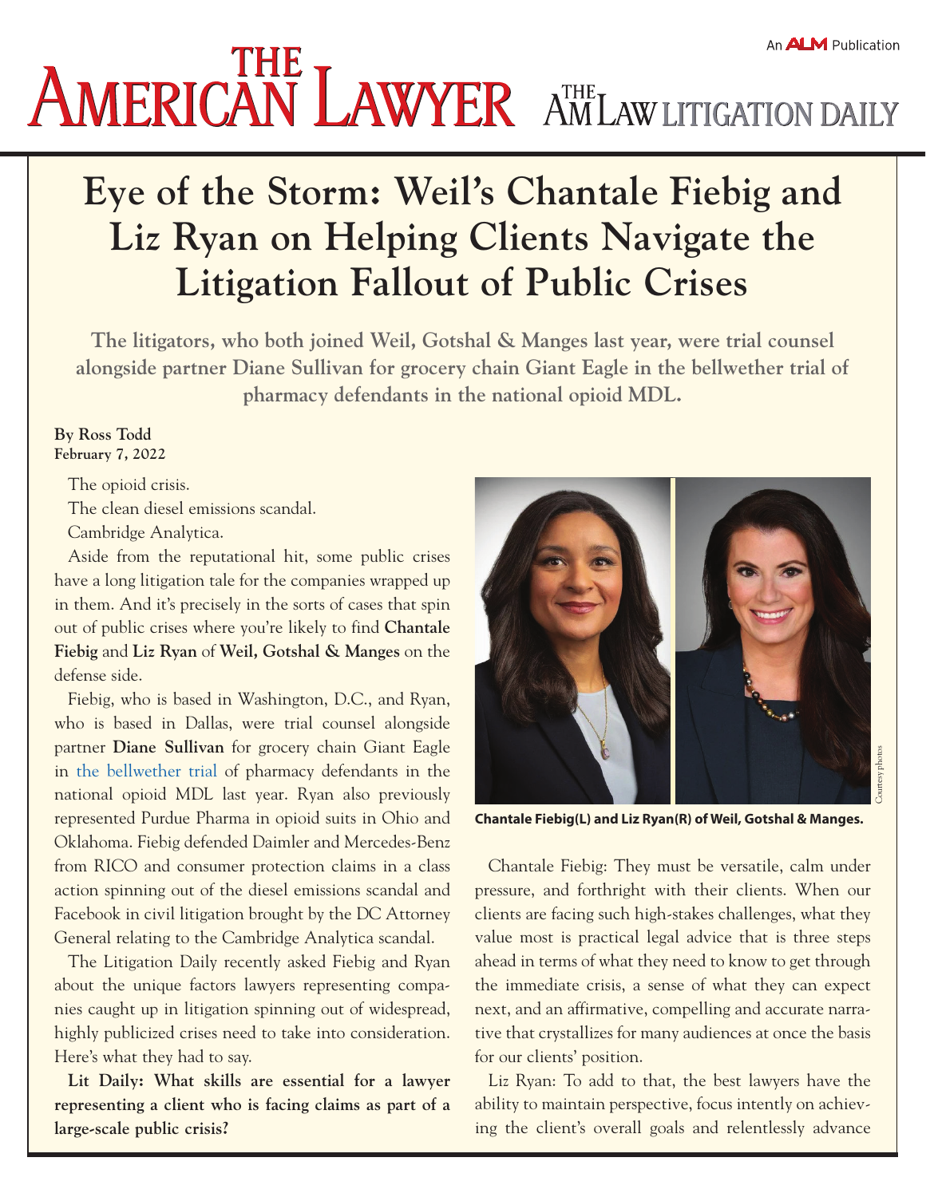# Eye of the Storm: Weil's Chantale Fiebig and Liz Ryan on Helping Clients Navigate the Litigation Fallout of Public Crises

**The litigators, who both joined Weil, Gotshal & Manges last year, were trial counsel alongside partner Diane Sullivan for grocery chain Giant Eagle in the bellwether trial of pharmacy defendants in the national opioid MDL.**

**By Ross Todd**
**February 7, 2022**

The opioid crisis.

The clean diesel emissions scandal.

Cambridge Analytica.

Aside from the reputational hit, some public crises have a long litigation tale for the companies wrapped up in them. And it's precisely in the sorts of cases that spin out of public crises where you're likely to find **Chantale Fiebig** and **Liz Ryan** of **Weil, Gotshal & Manges** on the defense side.

Fiebig, who is based in Washington, D.C., and Ryan, who is based in Dallas, were trial counsel alongside partner **Diane Sullivan** for grocery chain Giant Eagle in the bellwether trial of pharmacy defendants in the national opioid MDL last year. Ryan also previously represented Purdue Pharma in opioid suits in Ohio and Oklahoma. Fiebig defended Daimler and Mercedes-Benz from RICO and consumer protection claims in a class action spinning out of the diesel emissions scandal and Facebook in civil litigation brought by the DC Attorney General relating to the Cambridge Analytica scandal.

The Litigation Daily recently asked Fiebig and Ryan about the unique factors lawyers representing companies caught up in litigation spinning out of widespread, highly publicized crises need to take into consideration. Here's what they had to say.

**Lit Daily: What skills are essential for a lawyer representing a client who is facing claims as part of a large-scale public crisis?**

**Chantale Fiebig(L) and Liz Ryan(R) of Weil, Gotshal & Manges.**

Courtesy photos

Chantale Fiebig: They must be versatile, calm under pressure, and forthright with their clients. When our clients are facing such high-stakes challenges, what they value most is practical legal advice that is three steps ahead in terms of what they need to know to get through the immediate crisis, a sense of what they can expect next, and an affirmative, compelling and accurate narrative that crystallizes for many audiences at once the basis for our clients' position.

Liz Ryan: To add to that, the best lawyers have the ability to maintain perspective, focus intently on achieving the client's overall goals and relentlessly advance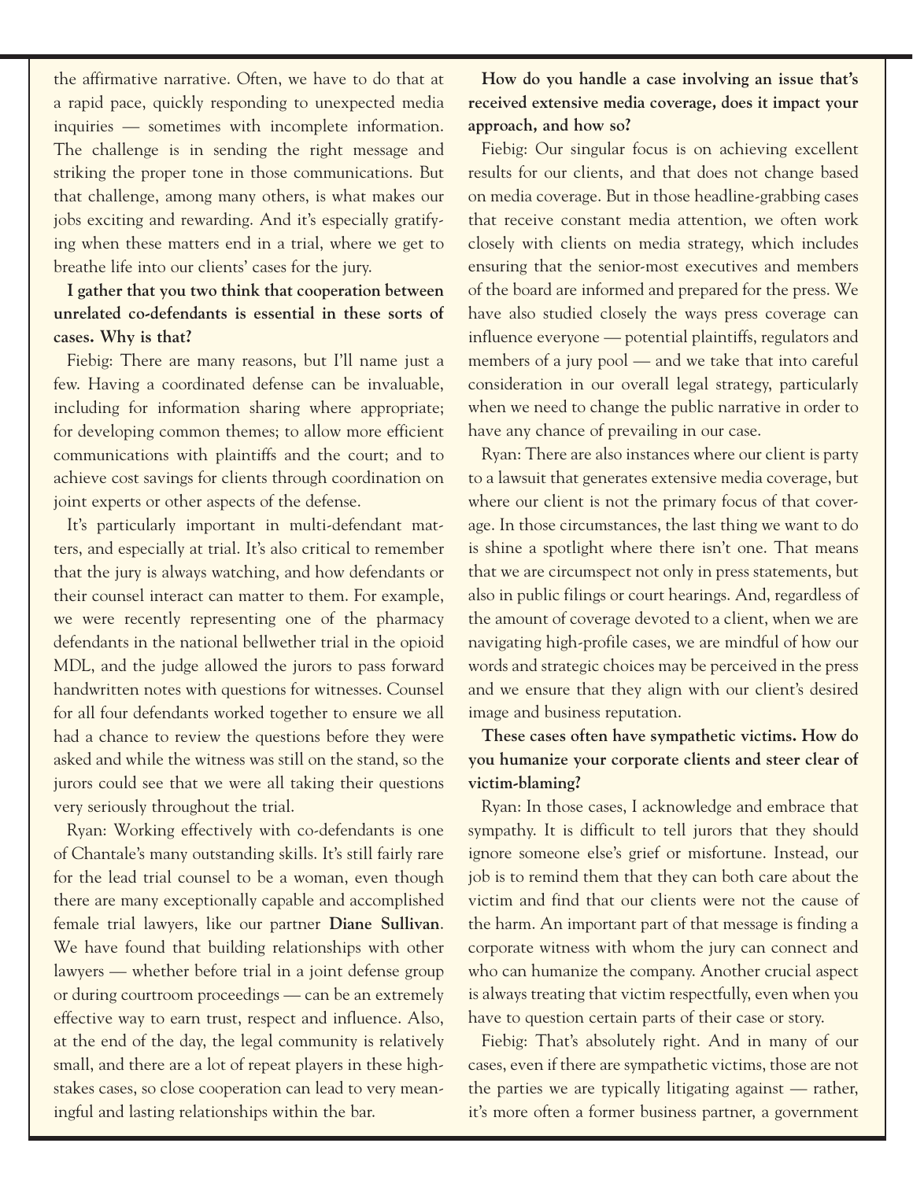the affirmative narrative. Often, we have to do that at a rapid pace, quickly responding to unexpected media inquiries — sometimes with incomplete information. The challenge is in sending the right message and striking the proper tone in those communications. But that challenge, among many others, is what makes our jobs exciting and rewarding. And it's especially gratifying when these matters end in a trial, where we get to breathe life into our clients' cases for the jury.

**I gather that you two think that cooperation between unrelated co-defendants is essential in these sorts of cases. Why is that?**

Fiebig: There are many reasons, but I'll name just a few. Having a coordinated defense can be invaluable, including for information sharing where appropriate; for developing common themes; to allow more efficient communications with plaintiffs and the court; and to achieve cost savings for clients through coordination on joint experts or other aspects of the defense.

It's particularly important in multi-defendant matters, and especially at trial. It's also critical to remember that the jury is always watching, and how defendants or their counsel interact can matter to them. For example, we were recently representing one of the pharmacy defendants in the national bellwether trial in the opioid MDL, and the judge allowed the jurors to pass forward handwritten notes with questions for witnesses. Counsel for all four defendants worked together to ensure we all had a chance to review the questions before they were asked and while the witness was still on the stand, so the jurors could see that we were all taking their questions very seriously throughout the trial.

Ryan: Working effectively with co-defendants is one of Chantale's many outstanding skills. It's still fairly rare for the lead trial counsel to be a woman, even though there are many exceptionally capable and accomplished female trial lawyers, like our partner **Diane Sullivan**. We have found that building relationships with other lawyers — whether before trial in a joint defense group or during courtroom proceedings — can be an extremely effective way to earn trust, respect and influence. Also, at the end of the day, the legal community is relatively small, and there are a lot of repeat players in these high-stakes cases, so close cooperation can lead to very meaningful and lasting relationships within the bar.

**How do you handle a case involving an issue that's received extensive media coverage, does it impact your approach, and how so?**

Fiebig: Our singular focus is on achieving excellent results for our clients, and that does not change based on media coverage. But in those headline-grabbing cases that receive constant media attention, we often work closely with clients on media strategy, which includes ensuring that the senior-most executives and members of the board are informed and prepared for the press. We have also studied closely the ways press coverage can influence everyone — potential plaintiffs, regulators and members of a jury pool — and we take that into careful consideration in our overall legal strategy, particularly when we need to change the public narrative in order to have any chance of prevailing in our case.

Ryan: There are also instances where our client is party to a lawsuit that generates extensive media coverage, but where our client is not the primary focus of that coverage. In those circumstances, the last thing we want to do is shine a spotlight where there isn't one. That means that we are circumspect not only in press statements, but also in public filings or court hearings. And, regardless of the amount of coverage devoted to a client, when we are navigating high-profile cases, we are mindful of how our words and strategic choices may be perceived in the press and we ensure that they align with our client's desired image and business reputation.

**These cases often have sympathetic victims. How do you humanize your corporate clients and steer clear of victim-blaming?**

Ryan: In those cases, I acknowledge and embrace that sympathy. It is difficult to tell jurors that they should ignore someone else's grief or misfortune. Instead, our job is to remind them that they can both care about the victim and find that our clients were not the cause of the harm. An important part of that message is finding a corporate witness with whom the jury can connect and who can humanize the company. Another crucial aspect is always treating that victim respectfully, even when you have to question certain parts of their case or story.

Fiebig: That's absolutely right. And in many of our cases, even if there are sympathetic victims, those are not the parties we are typically litigating against — rather, it's more often a former business partner, a government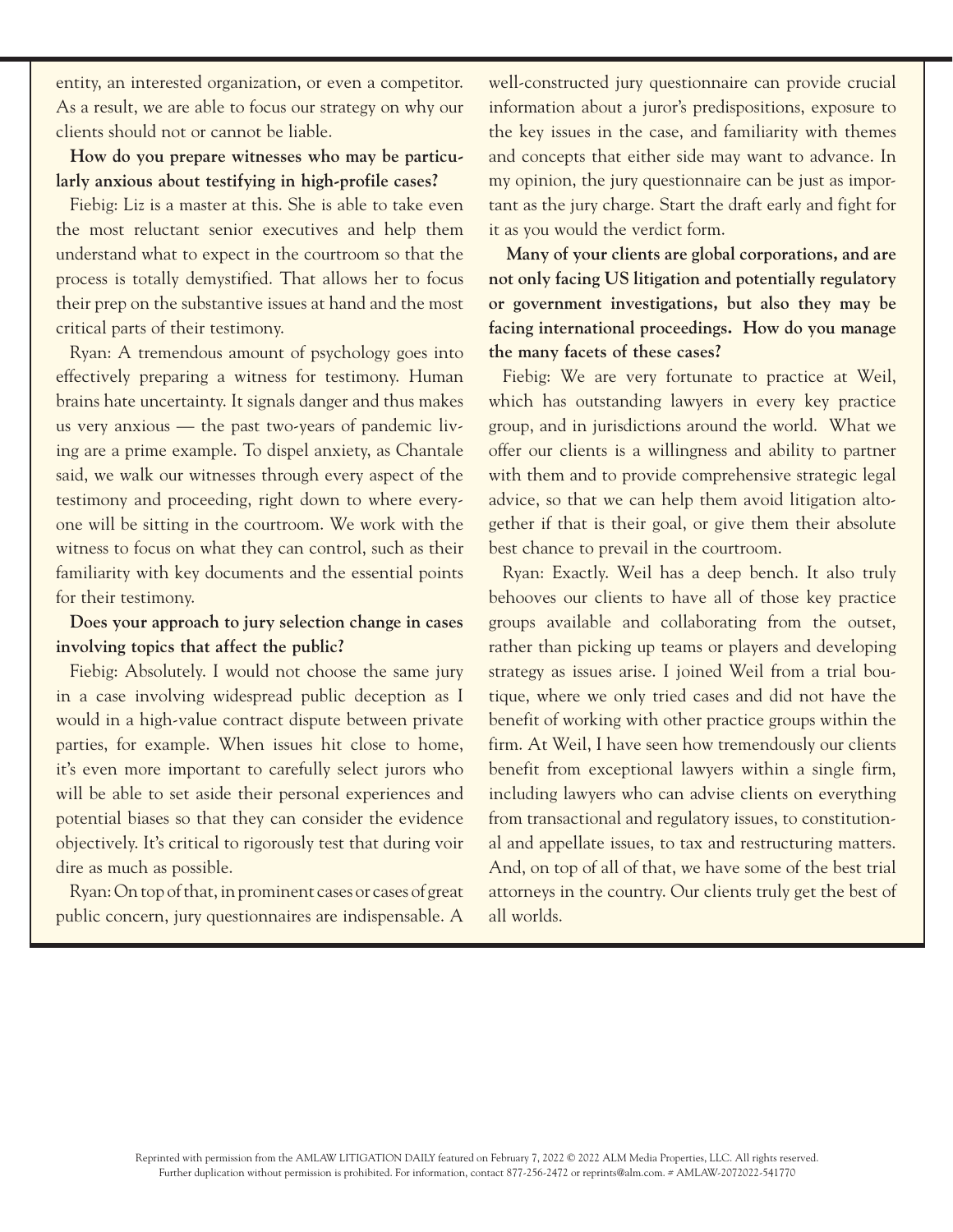entity, an interested organization, or even a competitor. As a result, we are able to focus our strategy on why our clients should not or cannot be liable.

**How do you prepare witnesses who may be particularly anxious about testifying in high-profile cases?**

Fiebig: Liz is a master at this. She is able to take even the most reluctant senior executives and help them understand what to expect in the courtroom so that the process is totally demystified. That allows her to focus their prep on the substantive issues at hand and the most critical parts of their testimony.

Ryan: A tremendous amount of psychology goes into effectively preparing a witness for testimony. Human brains hate uncertainty. It signals danger and thus makes us very anxious — the past two-years of pandemic living are a prime example. To dispel anxiety, as Chantale said, we walk our witnesses through every aspect of the testimony and proceeding, right down to where everyone will be sitting in the courtroom. We work with the witness to focus on what they can control, such as their familiarity with key documents and the essential points for their testimony.

**Does your approach to jury selection change in cases involving topics that affect the public?**

Fiebig: Absolutely. I would not choose the same jury in a case involving widespread public deception as I would in a high-value contract dispute between private parties, for example. When issues hit close to home, it's even more important to carefully select jurors who will be able to set aside their personal experiences and potential biases so that they can consider the evidence objectively. It's critical to rigorously test that during voir dire as much as possible.

Ryan: On top of that, in prominent cases or cases of great public concern, jury questionnaires are indispensable. A well-constructed jury questionnaire can provide crucial information about a juror's predispositions, exposure to the key issues in the case, and familiarity with themes and concepts that either side may want to advance. In my opinion, the jury questionnaire can be just as important as the jury charge. Start the draft early and fight for it as you would the verdict form.

**Many of your clients are global corporations, and are not only facing US litigation and potentially regulatory or government investigations, but also they may be facing international proceedings. How do you manage the many facets of these cases?**

Fiebig: We are very fortunate to practice at Weil, which has outstanding lawyers in every key practice group, and in jurisdictions around the world. What we offer our clients is a willingness and ability to partner with them and to provide comprehensive strategic legal advice, so that we can help them avoid litigation altogether if that is their goal, or give them their absolute best chance to prevail in the courtroom.

Ryan: Exactly. Weil has a deep bench. It also truly behooves our clients to have all of those key practice groups available and collaborating from the outset, rather than picking up teams or players and developing strategy as issues arise. I joined Weil from a trial boutique, where we only tried cases and did not have the benefit of working with other practice groups within the firm. At Weil, I have seen how tremendously our clients benefit from exceptional lawyers within a single firm, including lawyers who can advise clients on everything from transactional and regulatory issues, to constitutional and appellate issues, to tax and restructuring matters. And, on top of all of that, we have some of the best trial attorneys in the country. Our clients truly get the best of all worlds.

Reprinted with permission from the AMLAW LITIGATION DAILY featured on February 7, 2022 © 2022 ALM Media Properties, LLC. All rights reserved.
Further duplication without permission is prohibited. For information, contact 877-256-2472 or reprints@alm.com. # AMLAW-2072022-541770